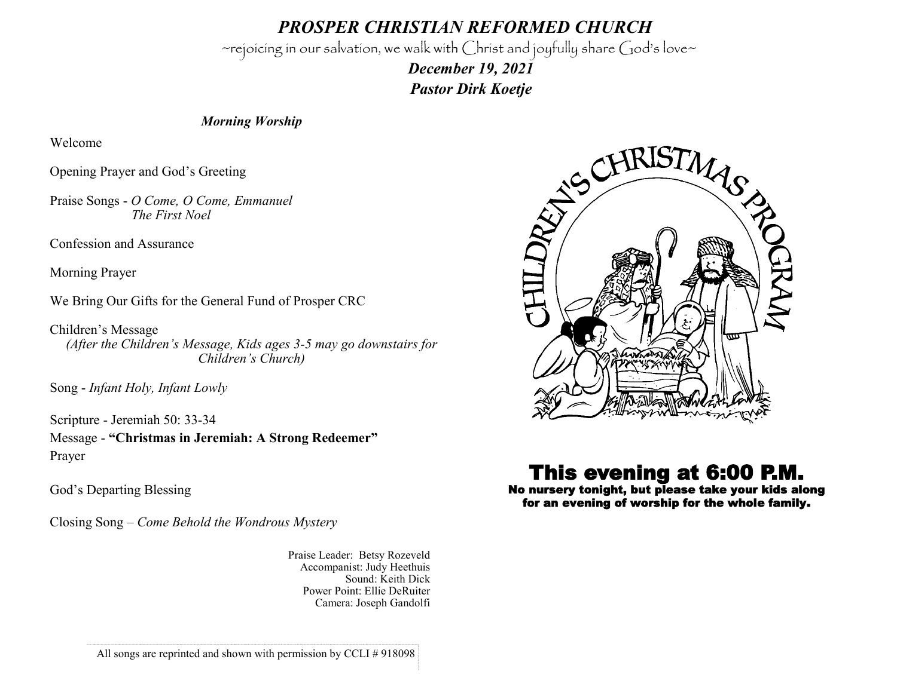# *PROSPER CHRISTIAN REFORMED CHURCH*

~rejoicing in our salvation, we walk with Christ and joyfully share God's love~

***December 19, 2021***

***Pastor Dirk Koetje***

***Morning Worship***

Welcome

Opening Prayer and God's Greeting

Praise Songs - *O Come, O Come, Emmanuel*
*The First Noel*

Confession and Assurance

Morning Prayer

We Bring Our Gifts for the General Fund of Prosper CRC

Children's Message
*(After the Children's Message, Kids ages 3-5 may go downstairs for Children's Church)*

Song - *Infant Holy, Infant Lowly*

Scripture - Jeremiah 50: 33-34

Message - **"Christmas in Jeremiah: A Strong Redeemer"**

Prayer

God's Departing Blessing

Closing Song – *Come Behold the Wondrous Mystery*

Praise Leader: Betsy Rozeveld
Accompanist: Judy Heethuis
Sound: Keith Dick
Power Point: Ellie DeRuiter
Camera: Joseph Gandolfi

All songs are reprinted and shown with permission by CCLI # 918098

CHILDREN'S CHRISTMAS PROGRAM

# This evening at 6:00 P.M.

**No nursery tonight, but please take your kids along for an evening of worship for the whole family.**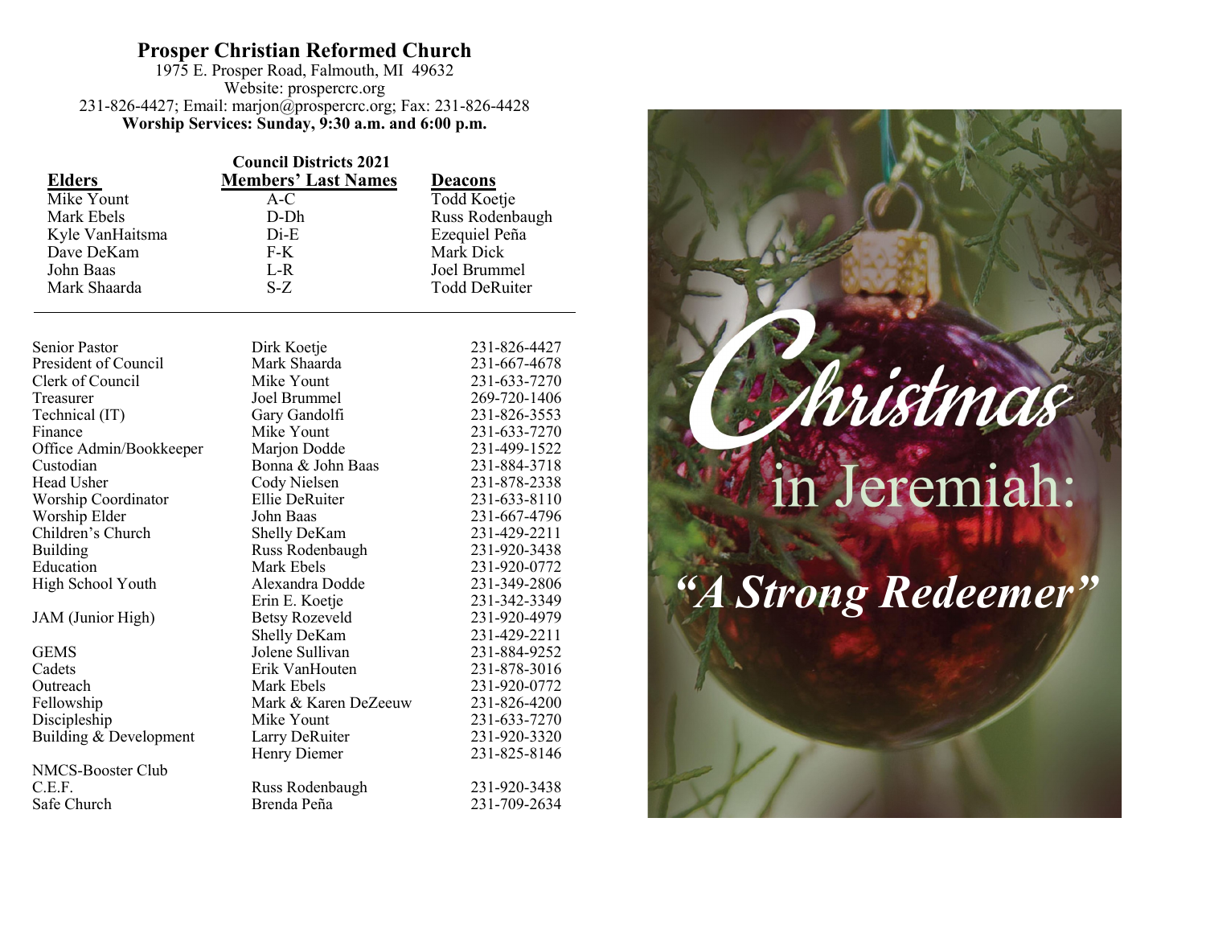# Prosper Christian Reformed Church

1975 E. Prosper Road, Falmouth, MI 49632
Website: prospercrc.org
231-826-4427; Email: marjon@prospercrc.org; Fax: 231-826-4428
**Worship Services: Sunday, 9:30 a.m. and 6:00 p.m.**

| Elders | Council Districts 2021 Members' Last Names | Deacons |
|---|---|---|
| Mike Yount | A-C | Todd Koetje |
| Mark Ebels | D-Dh | Russ Rodenbaugh |
| Kyle VanHaitsma | Di-E | Ezequiel Peña |
| Dave DeKam | F-K | Mark Dick |
| John Baas | L-R | Joel Brummel |
| Mark Shaarda | S-Z | Todd DeRuiter |

| | | |
|---|---|---|
| Senior Pastor | Dirk Koetje | 231-826-4427 |
| President of Council | Mark Shaarda | 231-667-4678 |
| Clerk of Council | Mike Yount | 231-633-7270 |
| Treasurer | Joel Brummel | 269-720-1406 |
| Technical (IT) | Gary Gandolfi | 231-826-3553 |
| Finance | Mike Yount | 231-633-7270 |
| Office Admin/Bookkeeper | Marjon Dodde | 231-499-1522 |
| Custodian | Bonna & John Baas | 231-884-3718 |
| Head Usher | Cody Nielsen | 231-878-2338 |
| Worship Coordinator | Ellie DeRuiter | 231-633-8110 |
| Worship Elder | John Baas | 231-667-4796 |
| Children's Church | Shelly DeKam | 231-429-2211 |
| Building | Russ Rodenbaugh | 231-920-3438 |
| Education | Mark Ebels | 231-920-0772 |
| High School Youth | Alexandra Dodde | 231-349-2806 |
| | Erin E. Koetje | 231-342-3349 |
| JAM (Junior High) | Betsy Rozeveld | 231-920-4979 |
| | Shelly DeKam | 231-429-2211 |
| GEMS | Jolene Sullivan | 231-884-9252 |
| Cadets | Erik VanHouten | 231-878-3016 |
| Outreach | Mark Ebels | 231-920-0772 |
| Fellowship | Mark & Karen DeZeeuw | 231-826-4200 |
| Discipleship | Mike Yount | 231-633-7270 |
| Building & Development | Larry DeRuiter | 231-920-3320 |
| | Henry Diemer | 231-825-8146 |
| NMCS-Booster Club | | |
| C.E.F. | Russ Rodenbaugh | 231-920-3438 |
| Safe Church | Brenda Peña | 231-709-2634 |

# Christmas in Jeremiah:

## *"A Strong Redeemer"*